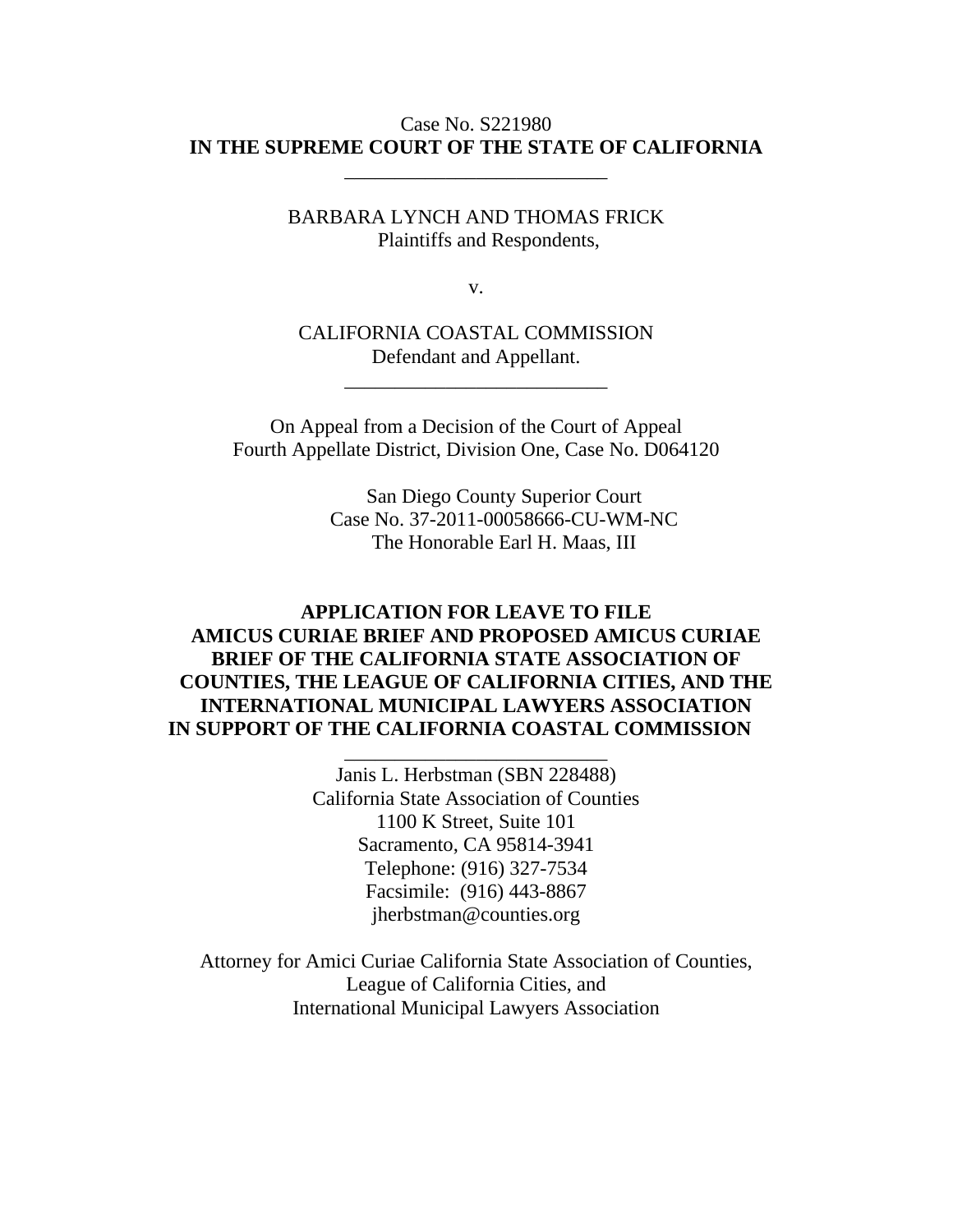Case No. S221980

**IN THE SUPREME COURT OF THE STATE OF CALIFORNIA**

---

BARBARA LYNCH AND THOMAS FRICK
Plaintiffs and Respondents,

v.

CALIFORNIA COASTAL COMMISSION
Defendant and Appellant.

---

On Appeal from a Decision of the Court of Appeal
Fourth Appellate District, Division One, Case No. D064120

San Diego County Superior Court
Case No. 37-2011-00058666-CU-WM-NC
The Honorable Earl H. Maas, III

**APPLICATION FOR LEAVE TO FILE AMICUS CURIAE BRIEF AND PROPOSED AMICUS CURIAE BRIEF OF THE CALIFORNIA STATE ASSOCIATION OF COUNTIES, THE LEAGUE OF CALIFORNIA CITIES, AND THE INTERNATIONAL MUNICIPAL LAWYERS ASSOCIATION IN SUPPORT OF THE CALIFORNIA COASTAL COMMISSION**

---

Janis L. Herbstman (SBN 228488)
California State Association of Counties
1100 K Street, Suite 101
Sacramento, CA 95814-3941
Telephone: (916) 327-7534
Facsimile: (916) 443-8867
jherbstman@counties.org

Attorney for Amici Curiae California State Association of Counties, League of California Cities, and International Municipal Lawyers Association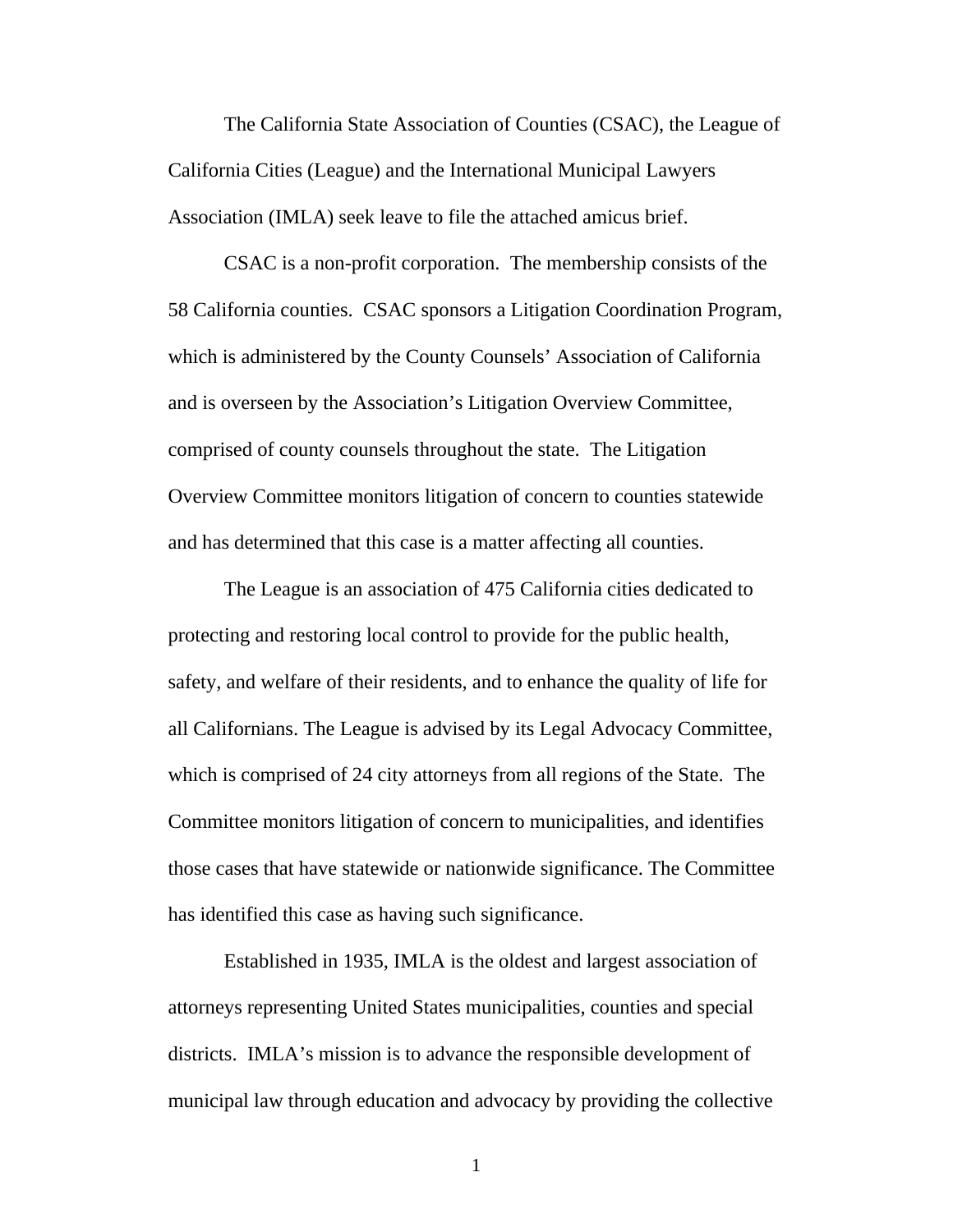The California State Association of Counties (CSAC), the League of California Cities (League) and the International Municipal Lawyers Association (IMLA) seek leave to file the attached amicus brief.

CSAC is a non-profit corporation. The membership consists of the 58 California counties. CSAC sponsors a Litigation Coordination Program, which is administered by the County Counsels' Association of California and is overseen by the Association's Litigation Overview Committee, comprised of county counsels throughout the state. The Litigation Overview Committee monitors litigation of concern to counties statewide and has determined that this case is a matter affecting all counties.

The League is an association of 475 California cities dedicated to protecting and restoring local control to provide for the public health, safety, and welfare of their residents, and to enhance the quality of life for all Californians. The League is advised by its Legal Advocacy Committee, which is comprised of 24 city attorneys from all regions of the State. The Committee monitors litigation of concern to municipalities, and identifies those cases that have statewide or nationwide significance. The Committee has identified this case as having such significance.

Established in 1935, IMLA is the oldest and largest association of attorneys representing United States municipalities, counties and special districts. IMLA's mission is to advance the responsible development of municipal law through education and advocacy by providing the collective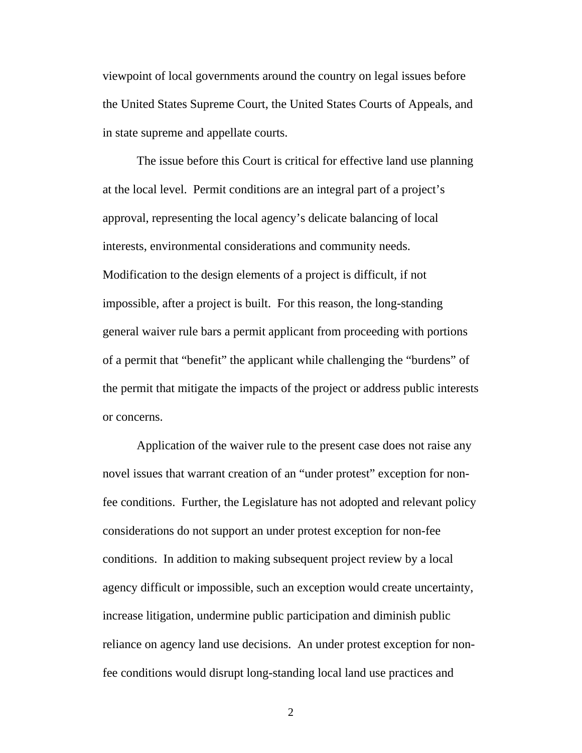viewpoint of local governments around the country on legal issues before the United States Supreme Court, the United States Courts of Appeals, and in state supreme and appellate courts.

The issue before this Court is critical for effective land use planning at the local level. Permit conditions are an integral part of a project's approval, representing the local agency's delicate balancing of local interests, environmental considerations and community needs. Modification to the design elements of a project is difficult, if not impossible, after a project is built. For this reason, the long-standing general waiver rule bars a permit applicant from proceeding with portions of a permit that "benefit" the applicant while challenging the "burdens" of the permit that mitigate the impacts of the project or address public interests or concerns.

Application of the waiver rule to the present case does not raise any novel issues that warrant creation of an "under protest" exception for non-fee conditions. Further, the Legislature has not adopted and relevant policy considerations do not support an under protest exception for non-fee conditions. In addition to making subsequent project review by a local agency difficult or impossible, such an exception would create uncertainty, increase litigation, undermine public participation and diminish public reliance on agency land use decisions. An under protest exception for non-fee conditions would disrupt long-standing local land use practices and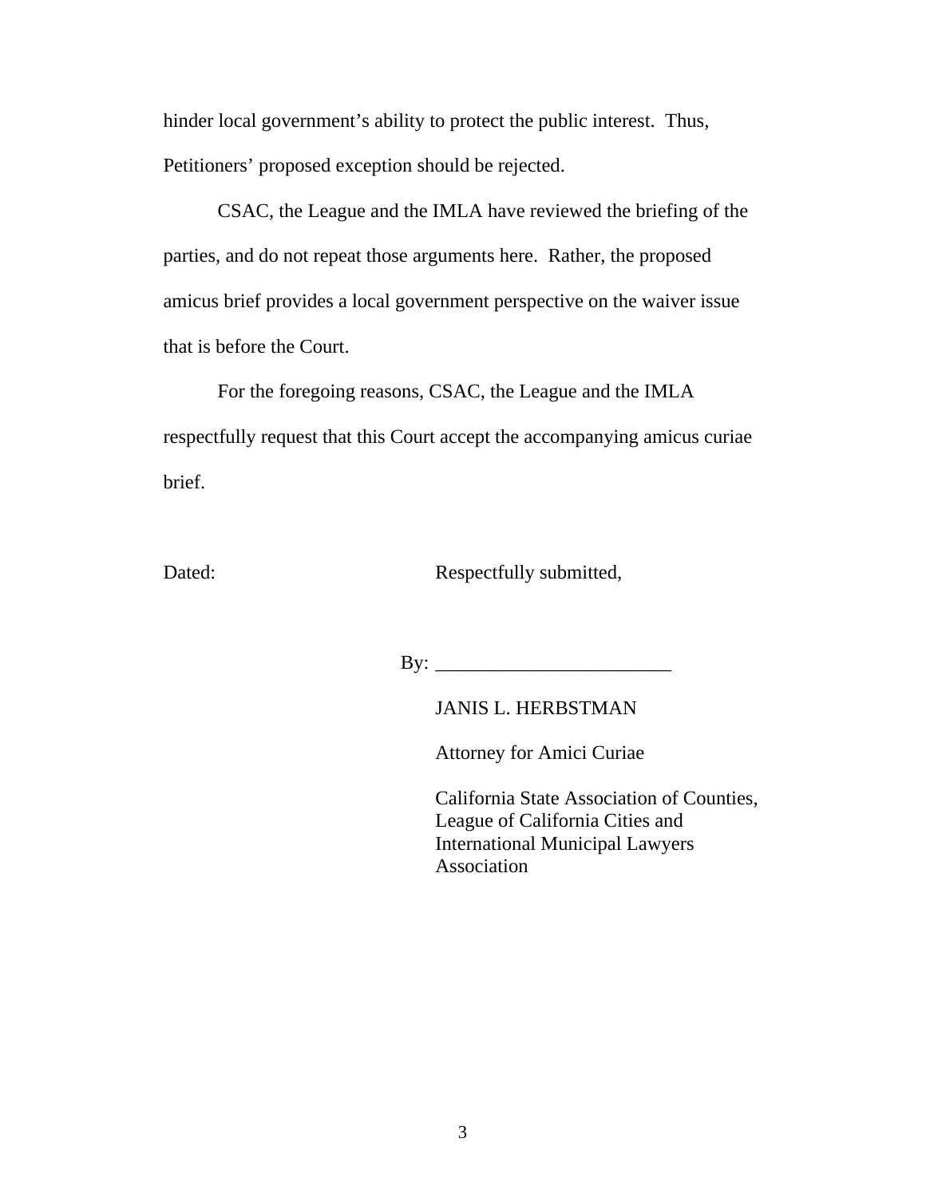hinder local government's ability to protect the public interest. Thus, Petitioners' proposed exception should be rejected.

CSAC, the League and the IMLA have reviewed the briefing of the parties, and do not repeat those arguments here. Rather, the proposed amicus brief provides a local government perspective on the waiver issue that is before the Court.

For the foregoing reasons, CSAC, the League and the IMLA respectfully request that this Court accept the accompanying amicus curiae brief.

Dated: Respectfully submitted,

By: ________________________

JANIS L. HERBSTMAN

Attorney for Amici Curiae

California State Association of Counties, League of California Cities and International Municipal Lawyers Association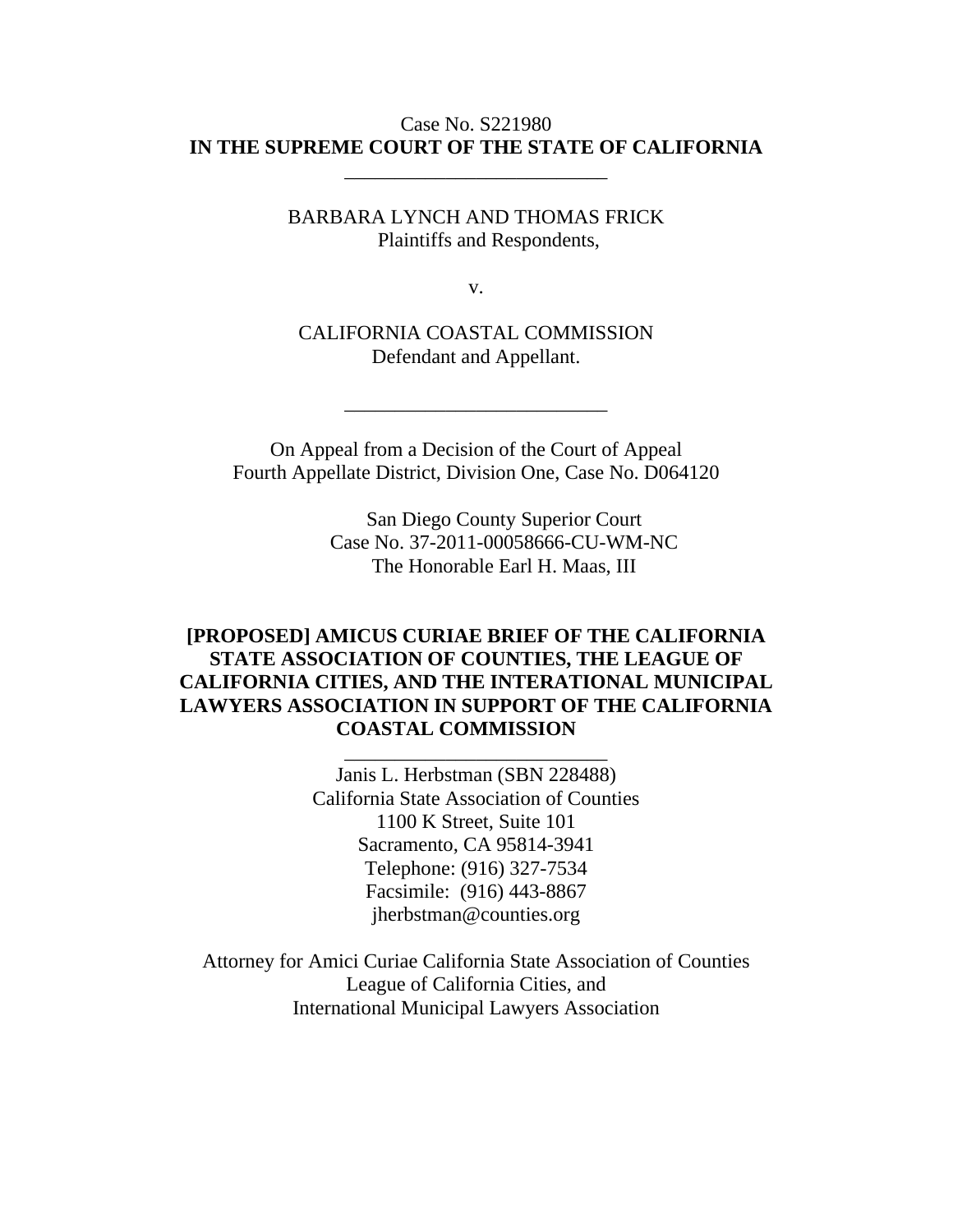Case No. S221980

**IN THE SUPREME COURT OF THE STATE OF CALIFORNIA**

---

BARBARA LYNCH AND THOMAS FRICK
Plaintiffs and Respondents,

v.

CALIFORNIA COASTAL COMMISSION
Defendant and Appellant.

---

On Appeal from a Decision of the Court of Appeal
Fourth Appellate District, Division One, Case No. D064120

San Diego County Superior Court
Case No. 37-2011-00058666-CU-WM-NC
The Honorable Earl H. Maas, III

**[PROPOSED] AMICUS CURIAE BRIEF OF THE CALIFORNIA STATE ASSOCIATION OF COUNTIES, THE LEAGUE OF CALIFORNIA CITIES, AND THE INTERATIONAL MUNICIPAL LAWYERS ASSOCIATION IN SUPPORT OF THE CALIFORNIA COASTAL COMMISSION**

---

Janis L. Herbstman (SBN 228488)
California State Association of Counties
1100 K Street, Suite 101
Sacramento, CA 95814-3941
Telephone: (916) 327-7534
Facsimile: (916) 443-8867
jherbstman@counties.org

Attorney for Amici Curiae California State Association of Counties
League of California Cities, and
International Municipal Lawyers Association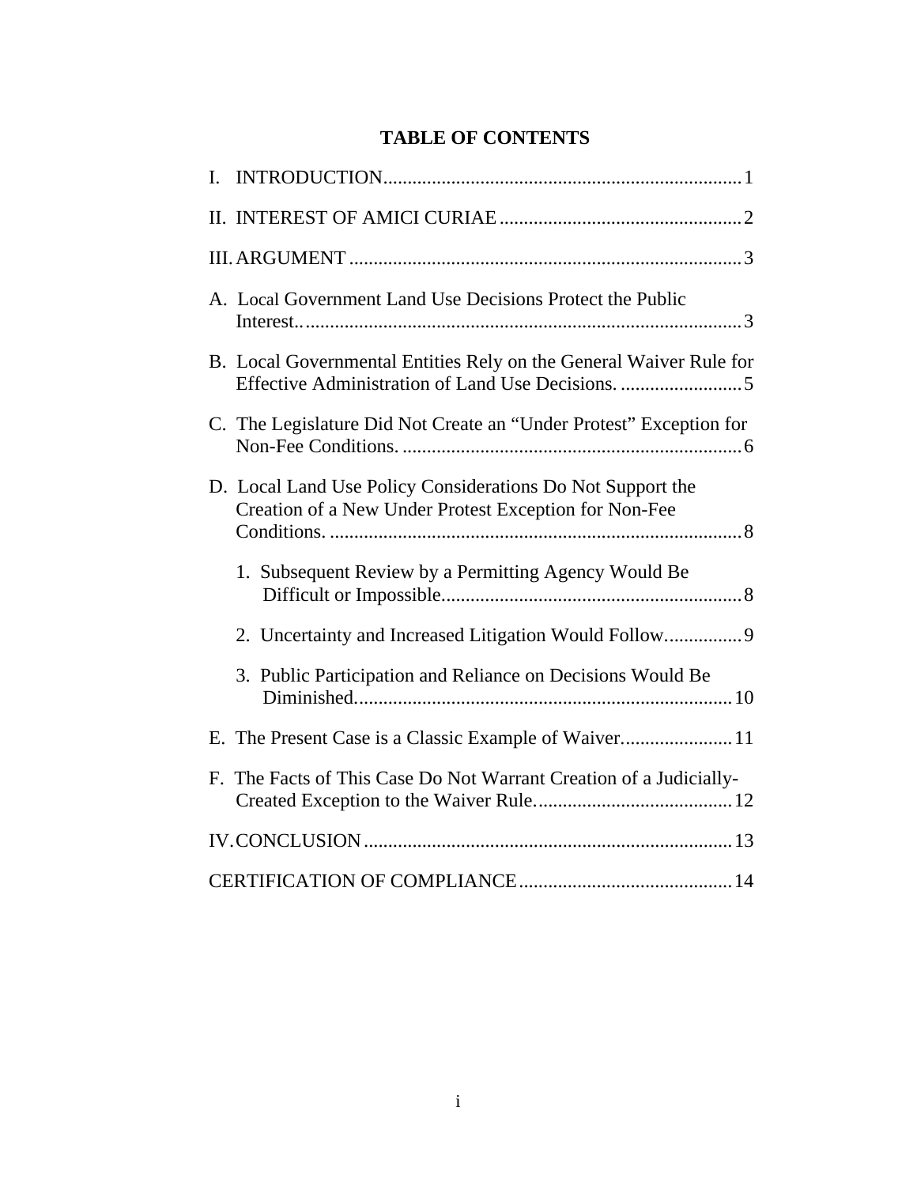# TABLE OF CONTENTS

I. INTRODUCTION........................................................................1

II. INTEREST OF AMICI CURIAE.................................................2

III. ARGUMENT...............................................................................3

A. Local Government Land Use Decisions Protect the Public Interest...........................................................................................3

B. Local Governmental Entities Rely on the General Waiver Rule for Effective Administration of Land Use Decisions. ........................5

C. The Legislature Did Not Create an “Under Protest” Exception for Non-Fee Conditions. ....................................................................6

D. Local Land Use Policy Considerations Do Not Support the Creation of a New Under Protest Exception for Non-Fee Conditions. ...................................................................................8

1. Subsequent Review by a Permitting Agency Would Be Difficult or Impossible............................................................8

2. Uncertainty and Increased Litigation Would Follow...............9

3. Public Participation and Reliance on Decisions Would Be Diminished...........................................................................10

E. The Present Case is a Classic Example of Waiver......................11

F. The Facts of This Case Do Not Warrant Creation of a Judicially-Created Exception to the Waiver Rule........................................12

IV. CONCLUSION..........................................................................13

CERTIFICATION OF COMPLIANCE...........................................14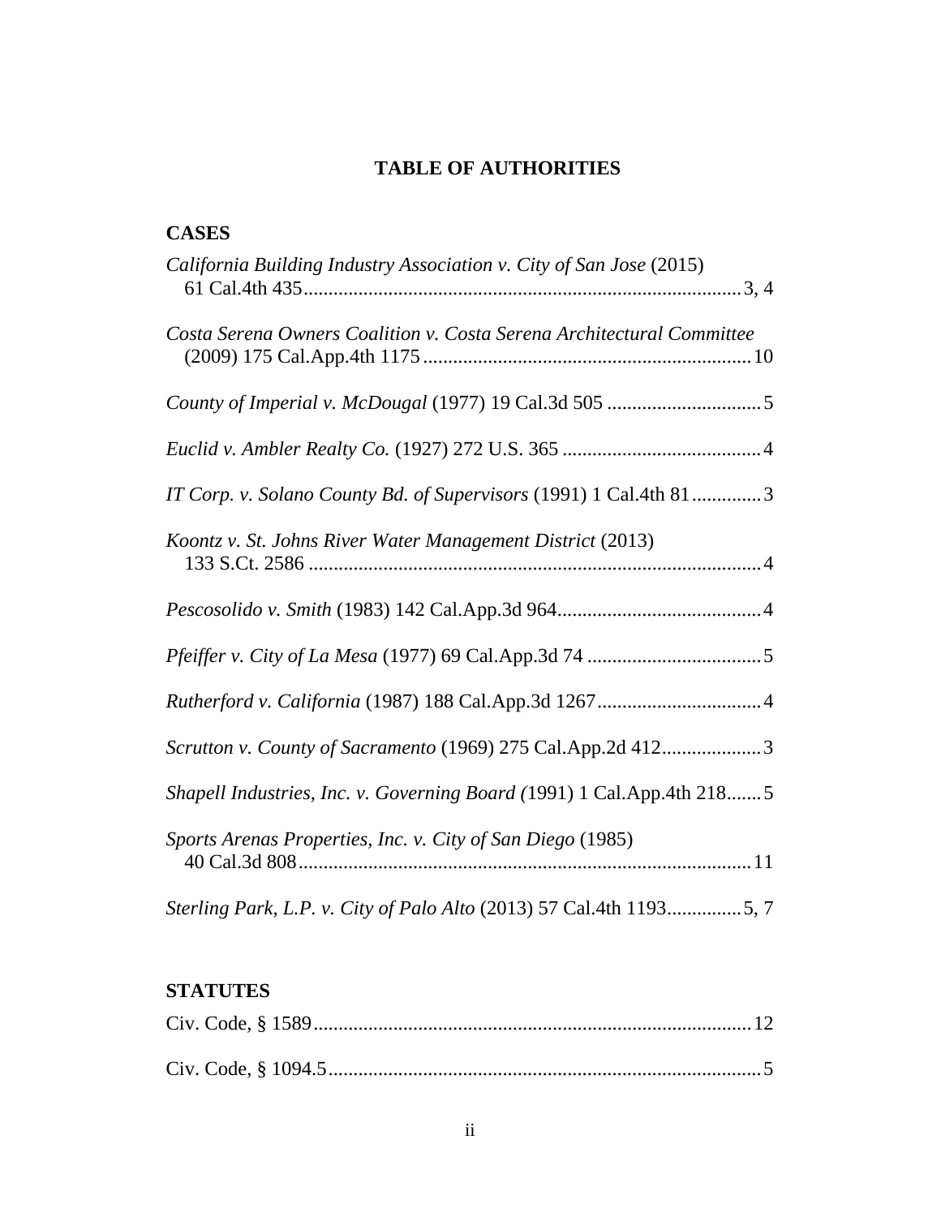# TABLE OF AUTHORITIES

## CASES

*California Building Industry Association v. City of San Jose* (2015) 61 Cal.4th 435........................................................................................3, 4

*Costa Serena Owners Coalition v. Costa Serena Architectural Committee* (2009) 175 Cal.App.4th 1175.................................................................10

*County of Imperial v. McDougal* (1977) 19 Cal.3d 505 ...............................5

*Euclid v. Ambler Realty Co.* (1927) 272 U.S. 365 ........................................4

*IT Corp. v. Solano County Bd. of Supervisors* (1991) 1 Cal.4th 81..............3

*Koontz v. St. Johns River Water Management District* (2013) 133 S.Ct. 2586 ...........................................................................................4

*Pescosolido v. Smith* (1983) 142 Cal.App.3d 964.........................................4

*Pfeiffer v. City of La Mesa* (1977) 69 Cal.App.3d 74 ...................................5

*Rutherford v. California* (1987) 188 Cal.App.3d 1267.................................4

*Scrutton v. County of Sacramento* (1969) 275 Cal.App.2d 412....................3

*Shapell Industries, Inc. v. Governing Board (*1991) 1 Cal.App.4th 218.......5

*Sports Arenas Properties, Inc. v. City of San Diego* (1985) 40 Cal.3d 808..........................................................................................11

*Sterling Park, L.P. v. City of Palo Alto* (2013) 57 Cal.4th 1193..............5, 7

## STATUTES

Civ. Code, § 1589.......................................................................................12

Civ. Code, § 1094.5......................................................................................5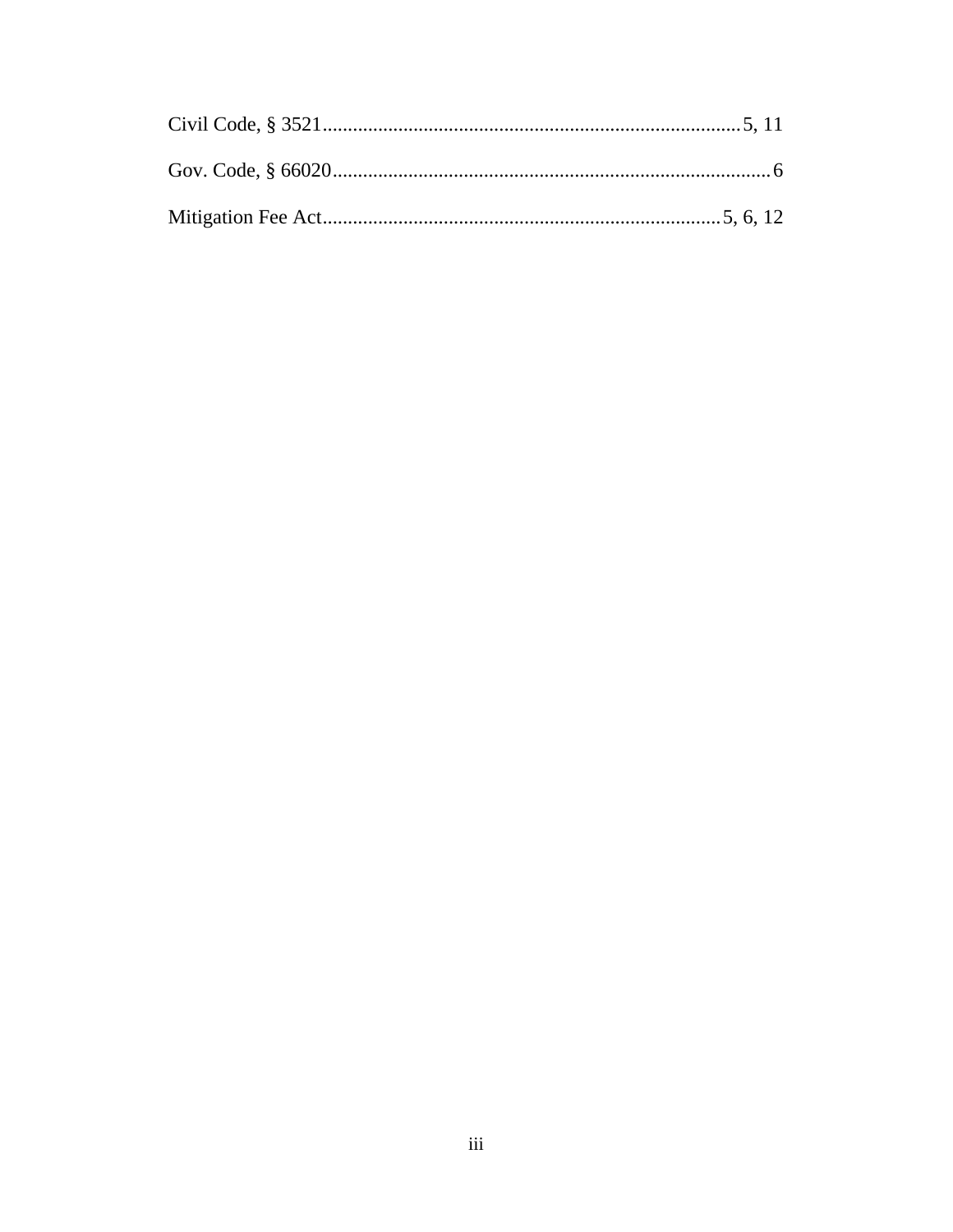Civil Code, § 3521 ........................................................................................ 5, 11

Gov. Code, § 66020 ........................................................................................... 6

Mitigation Fee Act ..................................................................................... 5, 6, 12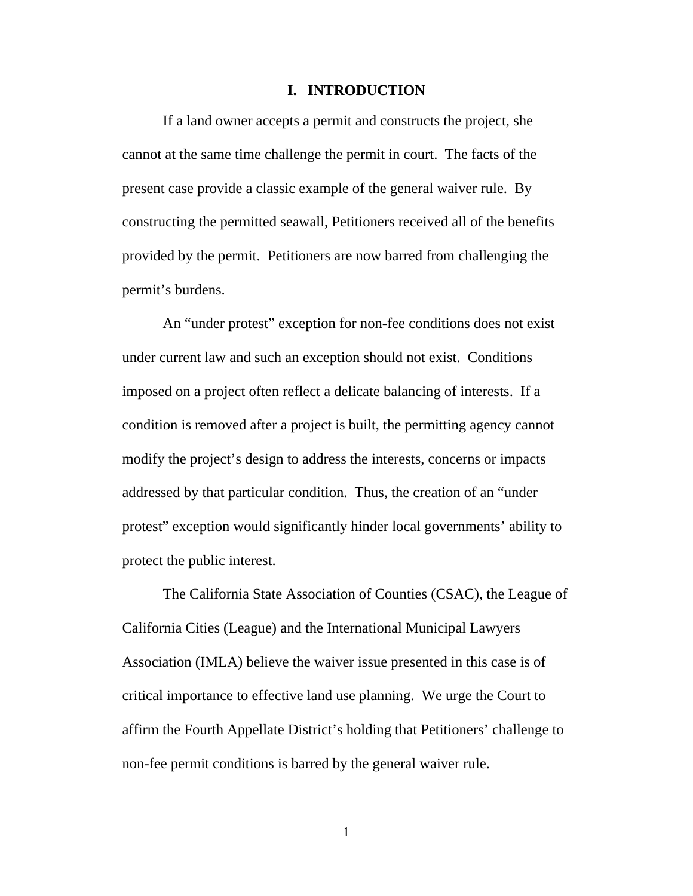# I. INTRODUCTION

If a land owner accepts a permit and constructs the project, she cannot at the same time challenge the permit in court. The facts of the present case provide a classic example of the general waiver rule. By constructing the permitted seawall, Petitioners received all of the benefits provided by the permit. Petitioners are now barred from challenging the permit's burdens.

An "under protest" exception for non-fee conditions does not exist under current law and such an exception should not exist. Conditions imposed on a project often reflect a delicate balancing of interests. If a condition is removed after a project is built, the permitting agency cannot modify the project's design to address the interests, concerns or impacts addressed by that particular condition. Thus, the creation of an "under protest" exception would significantly hinder local governments' ability to protect the public interest.

The California State Association of Counties (CSAC), the League of California Cities (League) and the International Municipal Lawyers Association (IMLA) believe the waiver issue presented in this case is of critical importance to effective land use planning. We urge the Court to affirm the Fourth Appellate District's holding that Petitioners' challenge to non-fee permit conditions is barred by the general waiver rule.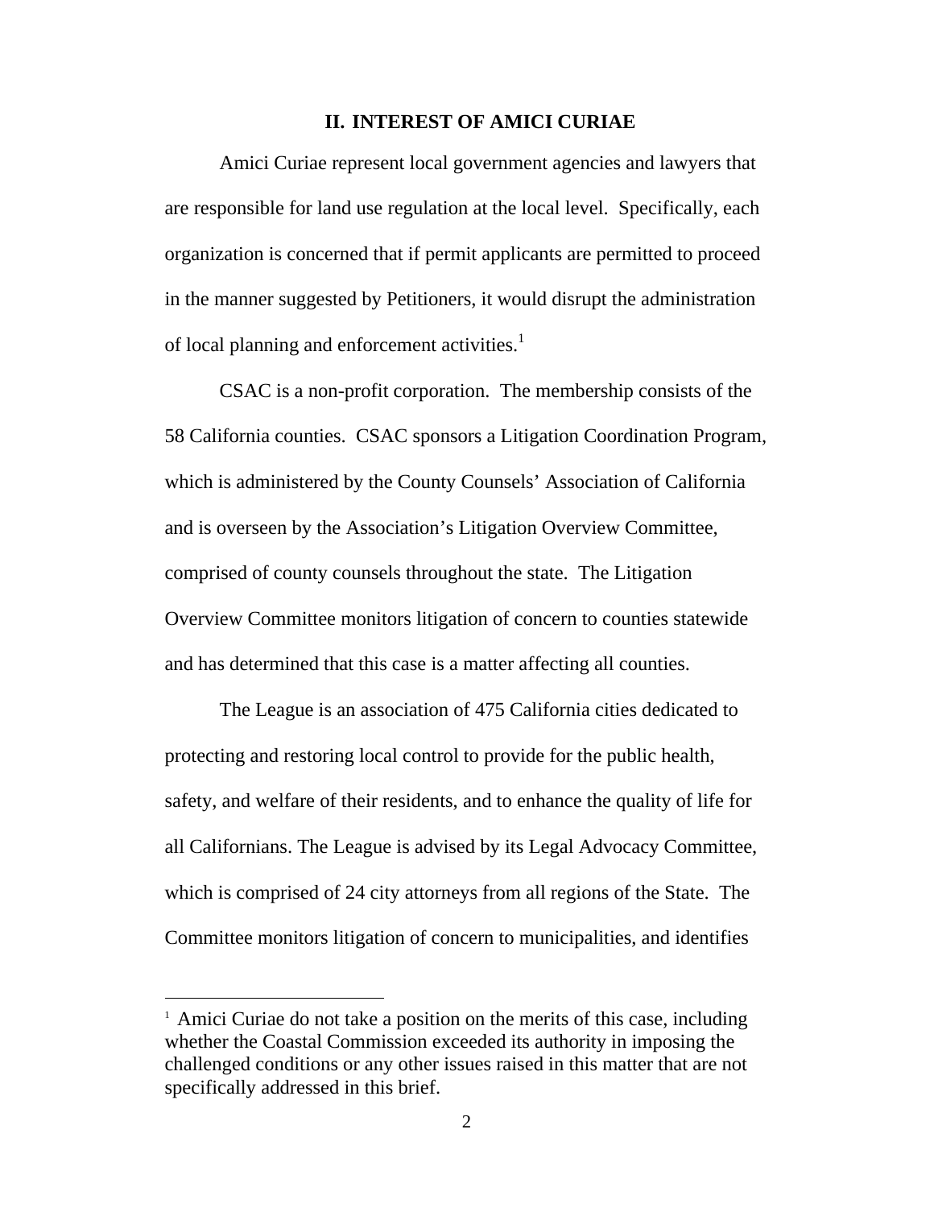## II. INTEREST OF AMICI CURIAE

Amici Curiae represent local government agencies and lawyers that are responsible for land use regulation at the local level. Specifically, each organization is concerned that if permit applicants are permitted to proceed in the manner suggested by Petitioners, it would disrupt the administration of local planning and enforcement activities.[1]

CSAC is a non-profit corporation. The membership consists of the 58 California counties. CSAC sponsors a Litigation Coordination Program, which is administered by the County Counsels' Association of California and is overseen by the Association's Litigation Overview Committee, comprised of county counsels throughout the state. The Litigation Overview Committee monitors litigation of concern to counties statewide and has determined that this case is a matter affecting all counties.

The League is an association of 475 California cities dedicated to protecting and restoring local control to provide for the public health, safety, and welfare of their residents, and to enhance the quality of life for all Californians. The League is advised by its Legal Advocacy Committee, which is comprised of 24 city attorneys from all regions of the State. The Committee monitors litigation of concern to municipalities, and identifies

---

[1] Amici Curiae do not take a position on the merits of this case, including whether the Coastal Commission exceeded its authority in imposing the challenged conditions or any other issues raised in this matter that are not specifically addressed in this brief.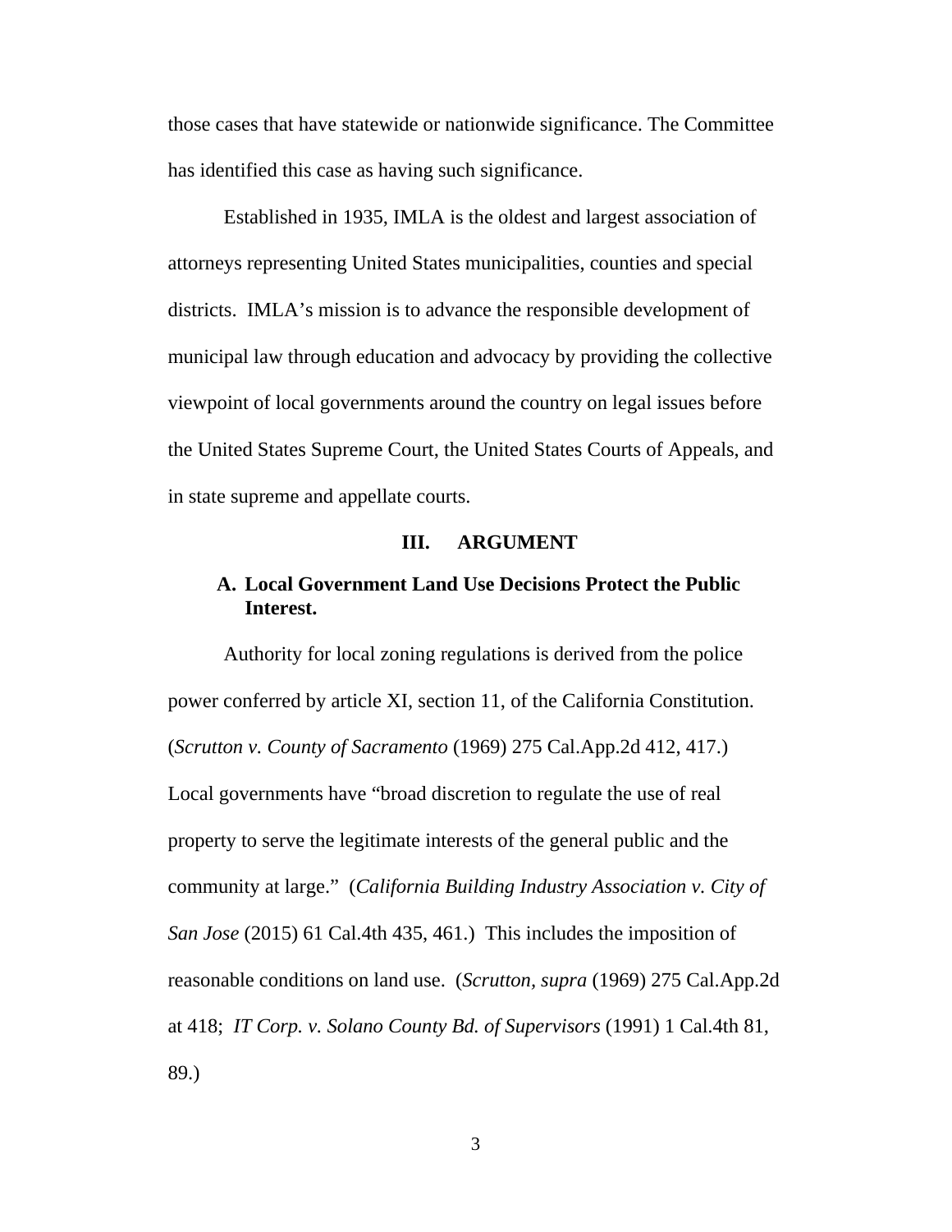those cases that have statewide or nationwide significance. The Committee has identified this case as having such significance.

Established in 1935, IMLA is the oldest and largest association of attorneys representing United States municipalities, counties and special districts. IMLA's mission is to advance the responsible development of municipal law through education and advocacy by providing the collective viewpoint of local governments around the country on legal issues before the United States Supreme Court, the United States Courts of Appeals, and in state supreme and appellate courts.

## III. ARGUMENT

### A. Local Government Land Use Decisions Protect the Public Interest.

Authority for local zoning regulations is derived from the police power conferred by article XI, section 11, of the California Constitution. (*Scrutton v. County of Sacramento* (1969) 275 Cal.App.2d 412, 417.) Local governments have "broad discretion to regulate the use of real property to serve the legitimate interests of the general public and the community at large." (*California Building Industry Association v. City of San Jose* (2015) 61 Cal.4th 435, 461.) This includes the imposition of reasonable conditions on land use. (*Scrutton, supra* (1969) 275 Cal.App.2d at 418; *IT Corp. v. Solano County Bd. of Supervisors* (1991) 1 Cal.4th 81, 89.)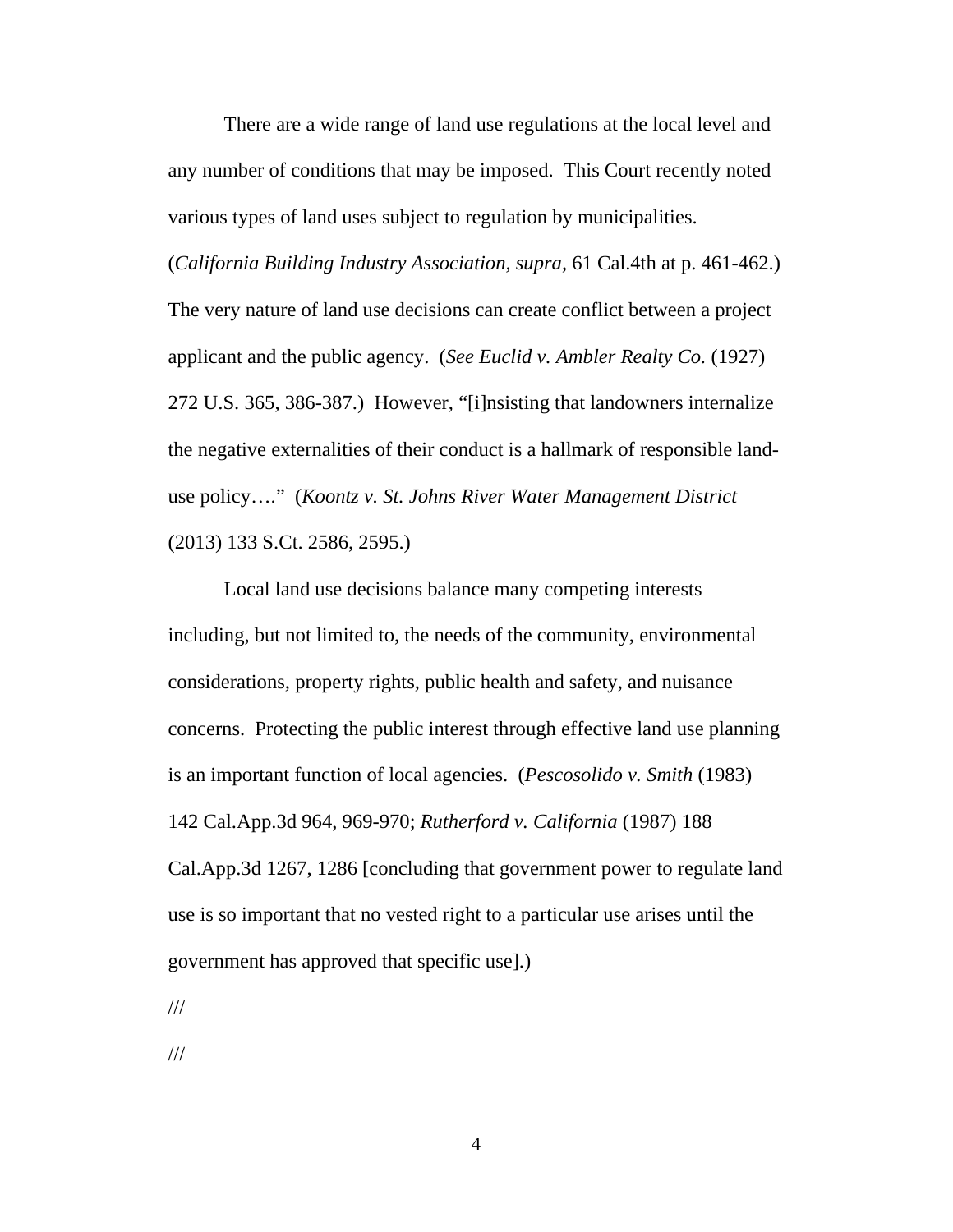There are a wide range of land use regulations at the local level and any number of conditions that may be imposed. This Court recently noted various types of land uses subject to regulation by municipalities. (*California Building Industry Association, supra,* 61 Cal.4th at p. 461-462.) The very nature of land use decisions can create conflict between a project applicant and the public agency. (*See Euclid v. Ambler Realty Co.* (1927) 272 U.S. 365, 386-387.) However, "[i]nsisting that landowners internalize the negative externalities of their conduct is a hallmark of responsible land-use policy…." (*Koontz v. St. Johns River Water Management District* (2013) 133 S.Ct. 2586, 2595.)

Local land use decisions balance many competing interests including, but not limited to, the needs of the community, environmental considerations, property rights, public health and safety, and nuisance concerns. Protecting the public interest through effective land use planning is an important function of local agencies. (*Pescosolido v. Smith* (1983) 142 Cal.App.3d 964, 969-970; *Rutherford v. California* (1987) 188 Cal.App.3d 1267, 1286 [concluding that government power to regulate land use is so important that no vested right to a particular use arises until the government has approved that specific use].)

///

///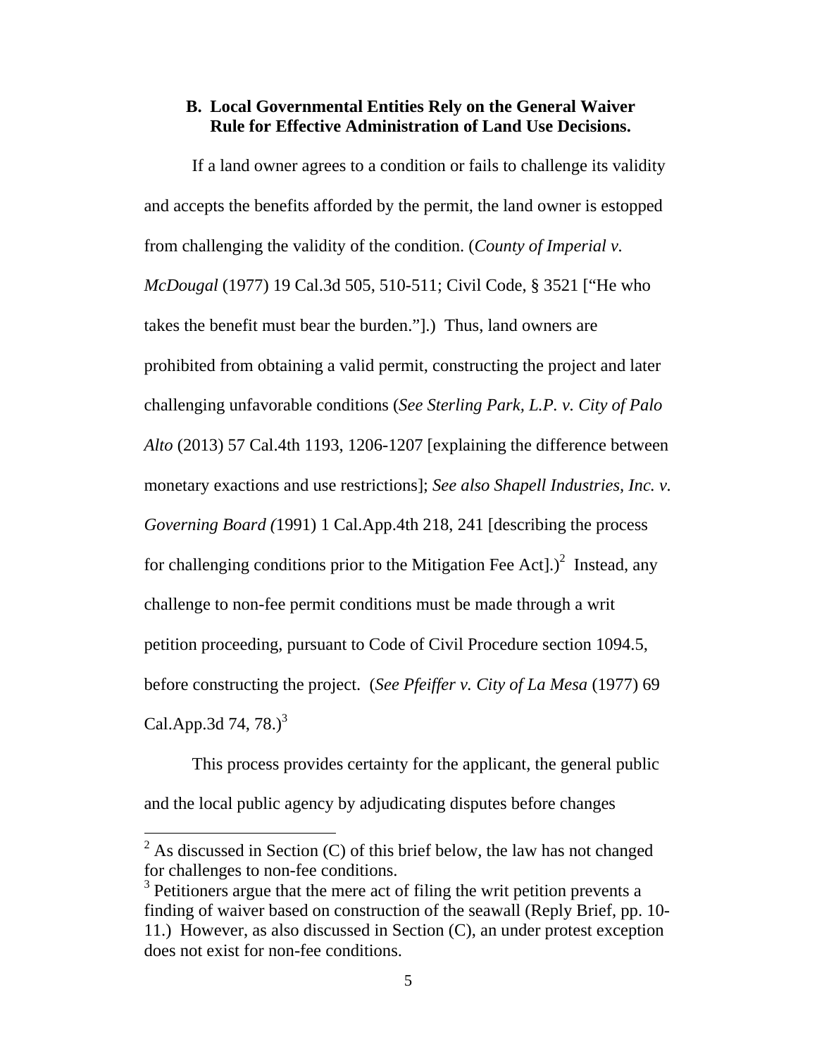### B. Local Governmental Entities Rely on the General Waiver Rule for Effective Administration of Land Use Decisions.

If a land owner agrees to a condition or fails to challenge its validity and accepts the benefits afforded by the permit, the land owner is estopped from challenging the validity of the condition. (*County of Imperial v. McDougal* (1977) 19 Cal.3d 505, 510-511; Civil Code, § 3521 ["He who takes the benefit must bear the burden."].) Thus, land owners are prohibited from obtaining a valid permit, constructing the project and later challenging unfavorable conditions (*See Sterling Park, L.P. v. City of Palo Alto* (2013) 57 Cal.4th 1193, 1206-1207 [explaining the difference between monetary exactions and use restrictions]; *See also Shapell Industries, Inc. v. Governing Board (*1991) 1 Cal.App.4th 218, 241 [describing the process for challenging conditions prior to the Mitigation Fee Act].)[2] Instead, any challenge to non-fee permit conditions must be made through a writ petition proceeding, pursuant to Code of Civil Procedure section 1094.5, before constructing the project. (*See Pfeiffer v. City of La Mesa* (1977) 69 Cal.App.3d 74, 78.)[3]

This process provides certainty for the applicant, the general public and the local public agency by adjudicating disputes before changes

---

[2] As discussed in Section (C) of this brief below, the law has not changed for challenges to non-fee conditions.

[3] Petitioners argue that the mere act of filing the writ petition prevents a finding of waiver based on construction of the seawall (Reply Brief, pp. 10-11.) However, as also discussed in Section (C), an under protest exception does not exist for non-fee conditions.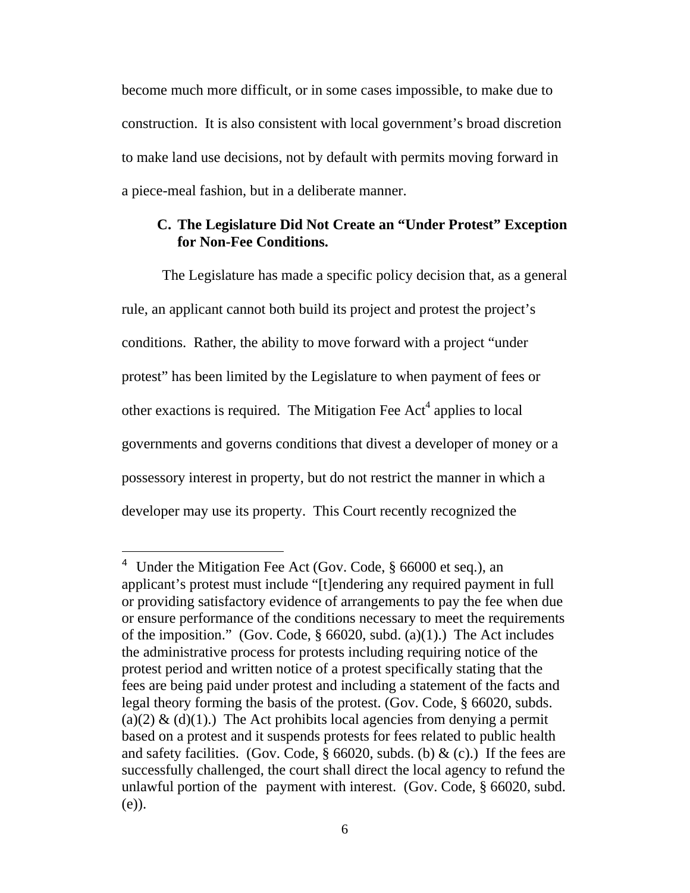become much more difficult, or in some cases impossible, to make due to construction. It is also consistent with local government's broad discretion to make land use decisions, not by default with permits moving forward in a piece-meal fashion, but in a deliberate manner.

### C. The Legislature Did Not Create an "Under Protest" Exception for Non-Fee Conditions.

The Legislature has made a specific policy decision that, as a general rule, an applicant cannot both build its project and protest the project's conditions. Rather, the ability to move forward with a project "under protest" has been limited by the Legislature to when payment of fees or other exactions is required. The Mitigation Fee Act[4] applies to local governments and governs conditions that divest a developer of money or a possessory interest in property, but do not restrict the manner in which a developer may use its property. This Court recently recognized the

[4] Under the Mitigation Fee Act (Gov. Code, § 66000 et seq.), an applicant's protest must include "[t]endering any required payment in full or providing satisfactory evidence of arrangements to pay the fee when due or ensure performance of the conditions necessary to meet the requirements of the imposition." (Gov. Code, § 66020, subd. (a)(1).) The Act includes the administrative process for protests including requiring notice of the protest period and written notice of a protest specifically stating that the fees are being paid under protest and including a statement of the facts and legal theory forming the basis of the protest. (Gov. Code, § 66020, subds. (a)(2) & (d)(1).) The Act prohibits local agencies from denying a permit based on a protest and it suspends protests for fees related to public health and safety facilities. (Gov. Code, § 66020, subds. (b) & (c).) If the fees are successfully challenged, the court shall direct the local agency to refund the unlawful portion of the payment with interest. (Gov. Code, § 66020, subd. (e)).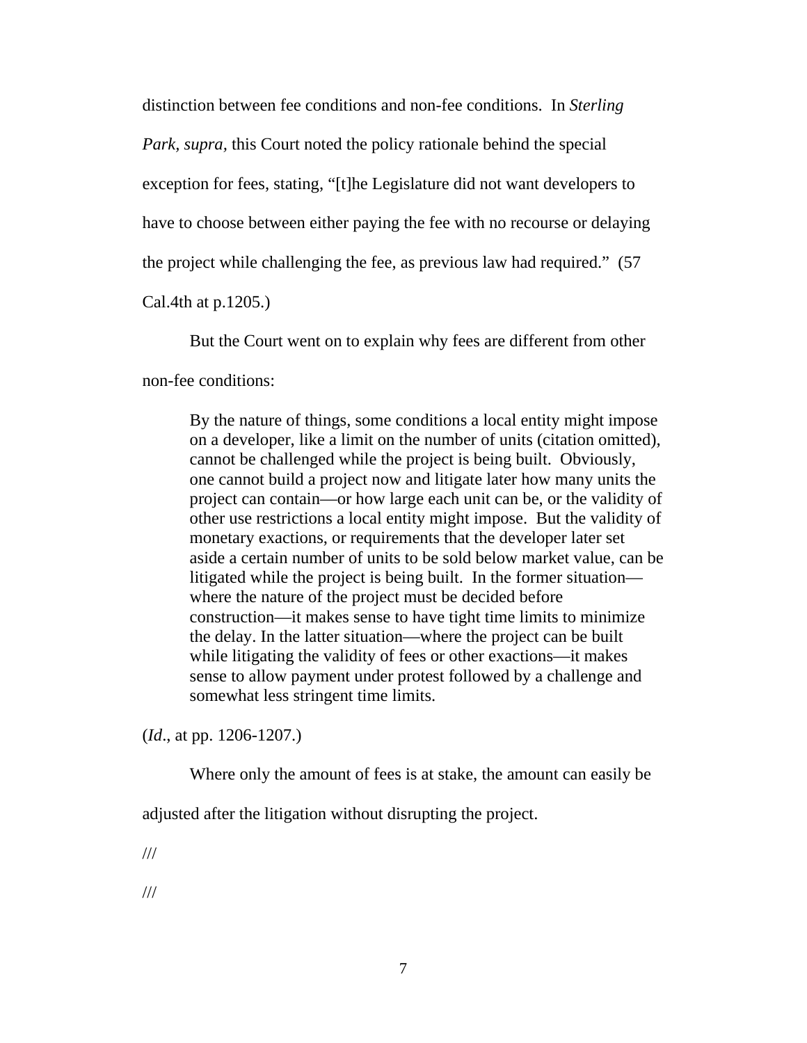distinction between fee conditions and non-fee conditions. In *Sterling Park, supra,* this Court noted the policy rationale behind the special exception for fees, stating, "[t]he Legislature did not want developers to have to choose between either paying the fee with no recourse or delaying the project while challenging the fee, as previous law had required." (57 Cal.4th at p.1205.)

But the Court went on to explain why fees are different from other non-fee conditions:

> By the nature of things, some conditions a local entity might impose on a developer, like a limit on the number of units (citation omitted), cannot be challenged while the project is being built. Obviously, one cannot build a project now and litigate later how many units the project can contain—or how large each unit can be, or the validity of other use restrictions a local entity might impose. But the validity of monetary exactions, or requirements that the developer later set aside a certain number of units to be sold below market value, can be litigated while the project is being built. In the former situation—where the nature of the project must be decided before construction—it makes sense to have tight time limits to minimize the delay. In the latter situation—where the project can be built while litigating the validity of fees or other exactions—it makes sense to allow payment under protest followed by a challenge and somewhat less stringent time limits.

(*Id*., at pp. 1206-1207.)

Where only the amount of fees is at stake, the amount can easily be adjusted after the litigation without disrupting the project.

///

///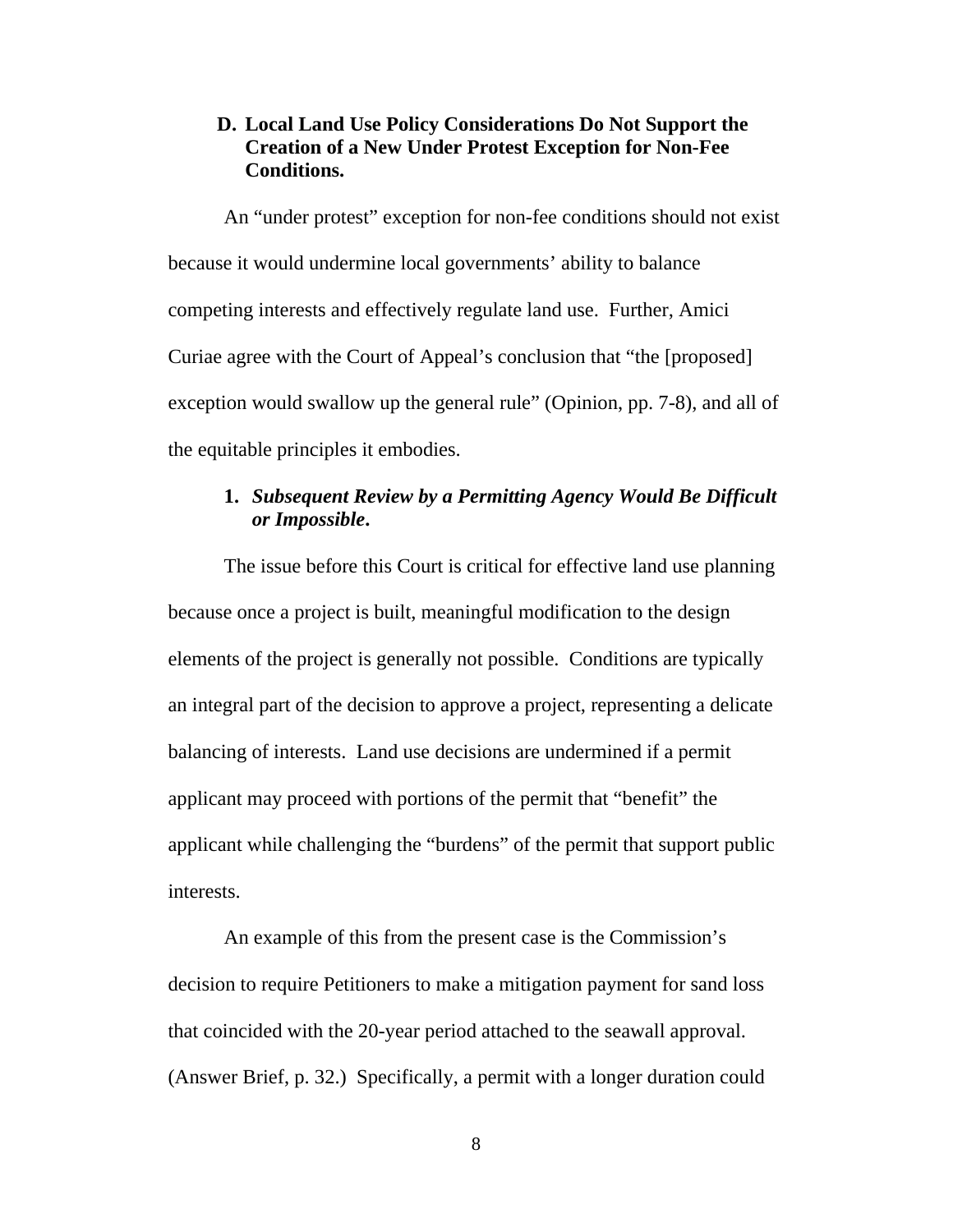### D. Local Land Use Policy Considerations Do Not Support the Creation of a New Under Protest Exception for Non-Fee Conditions.

An "under protest" exception for non-fee conditions should not exist because it would undermine local governments' ability to balance competing interests and effectively regulate land use. Further, Amici Curiae agree with the Court of Appeal's conclusion that "the [proposed] exception would swallow up the general rule" (Opinion, pp. 7-8), and all of the equitable principles it embodies.

#### 1. *Subsequent Review by a Permitting Agency Would Be Difficult or Impossible*.

The issue before this Court is critical for effective land use planning because once a project is built, meaningful modification to the design elements of the project is generally not possible. Conditions are typically an integral part of the decision to approve a project, representing a delicate balancing of interests. Land use decisions are undermined if a permit applicant may proceed with portions of the permit that "benefit" the applicant while challenging the "burdens" of the permit that support public interests.

An example of this from the present case is the Commission's decision to require Petitioners to make a mitigation payment for sand loss that coincided with the 20-year period attached to the seawall approval. (Answer Brief, p. 32.) Specifically, a permit with a longer duration could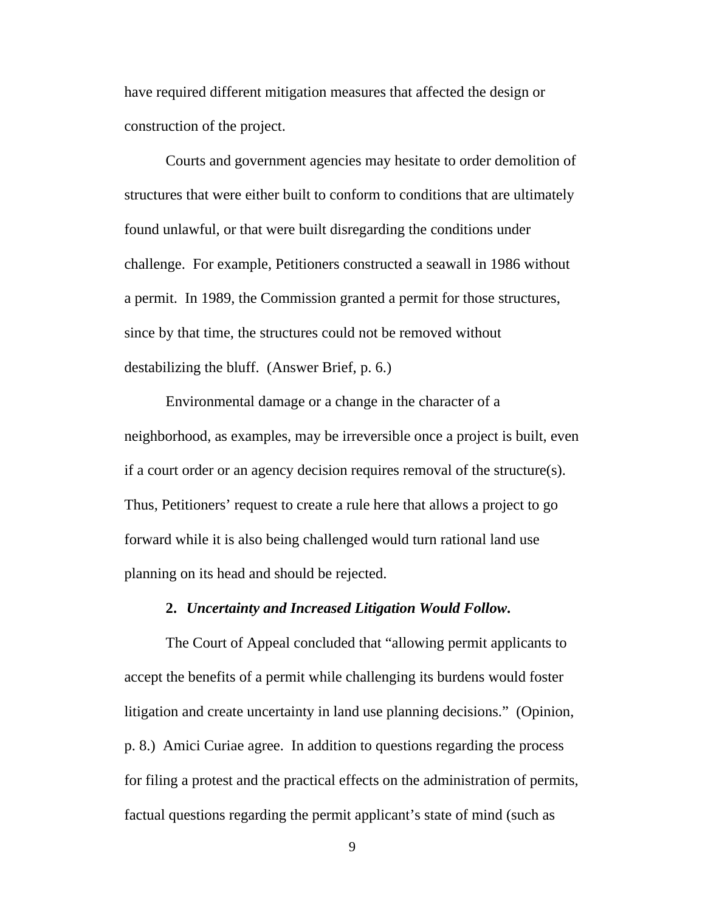have required different mitigation measures that affected the design or construction of the project.

Courts and government agencies may hesitate to order demolition of structures that were either built to conform to conditions that are ultimately found unlawful, or that were built disregarding the conditions under challenge. For example, Petitioners constructed a seawall in 1986 without a permit. In 1989, the Commission granted a permit for those structures, since by that time, the structures could not be removed without destabilizing the bluff. (Answer Brief, p. 6.)

Environmental damage or a change in the character of a neighborhood, as examples, may be irreversible once a project is built, even if a court order or an agency decision requires removal of the structure(s). Thus, Petitioners' request to create a rule here that allows a project to go forward while it is also being challenged would turn rational land use planning on its head and should be rejected.

**2. *Uncertainty and Increased Litigation Would Follow.***

The Court of Appeal concluded that "allowing permit applicants to accept the benefits of a permit while challenging its burdens would foster litigation and create uncertainty in land use planning decisions." (Opinion, p. 8.) Amici Curiae agree. In addition to questions regarding the process for filing a protest and the practical effects on the administration of permits, factual questions regarding the permit applicant's state of mind (such as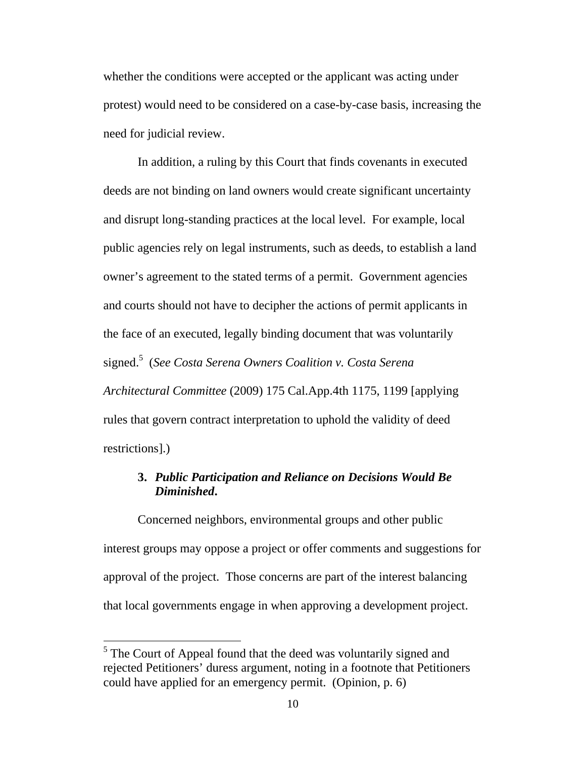whether the conditions were accepted or the applicant was acting under protest) would need to be considered on a case-by-case basis, increasing the need for judicial review.

In addition, a ruling by this Court that finds covenants in executed deeds are not binding on land owners would create significant uncertainty and disrupt long-standing practices at the local level. For example, local public agencies rely on legal instruments, such as deeds, to establish a land owner's agreement to the stated terms of a permit. Government agencies and courts should not have to decipher the actions of permit applicants in the face of an executed, legally binding document that was voluntarily signed.[5] (*See Costa Serena Owners Coalition v. Costa Serena Architectural Committee* (2009) 175 Cal.App.4th 1175, 1199 [applying rules that govern contract interpretation to uphold the validity of deed restrictions].)

### 3. *Public Participation and Reliance on Decisions Would Be Diminished.*

Concerned neighbors, environmental groups and other public interest groups may oppose a project or offer comments and suggestions for approval of the project. Those concerns are part of the interest balancing that local governments engage in when approving a development project.

---

[5] The Court of Appeal found that the deed was voluntarily signed and rejected Petitioners' duress argument, noting in a footnote that Petitioners could have applied for an emergency permit. (Opinion, p. 6)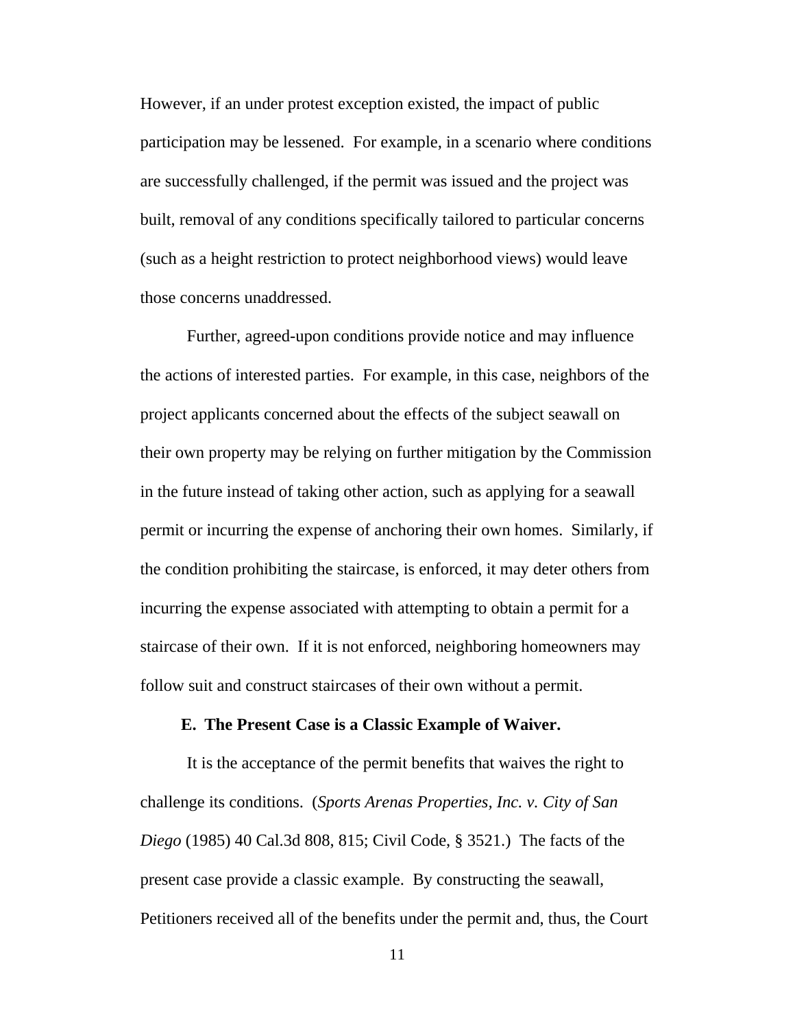However, if an under protest exception existed, the impact of public participation may be lessened. For example, in a scenario where conditions are successfully challenged, if the permit was issued and the project was built, removal of any conditions specifically tailored to particular concerns (such as a height restriction to protect neighborhood views) would leave those concerns unaddressed.

Further, agreed-upon conditions provide notice and may influence the actions of interested parties. For example, in this case, neighbors of the project applicants concerned about the effects of the subject seawall on their own property may be relying on further mitigation by the Commission in the future instead of taking other action, such as applying for a seawall permit or incurring the expense of anchoring their own homes. Similarly, if the condition prohibiting the staircase, is enforced, it may deter others from incurring the expense associated with attempting to obtain a permit for a staircase of their own. If it is not enforced, neighboring homeowners may follow suit and construct staircases of their own without a permit.

### E. The Present Case is a Classic Example of Waiver.

It is the acceptance of the permit benefits that waives the right to challenge its conditions. (*Sports Arenas Properties, Inc. v. City of San Diego* (1985) 40 Cal.3d 808, 815; Civil Code, § 3521.) The facts of the present case provide a classic example. By constructing the seawall, Petitioners received all of the benefits under the permit and, thus, the Court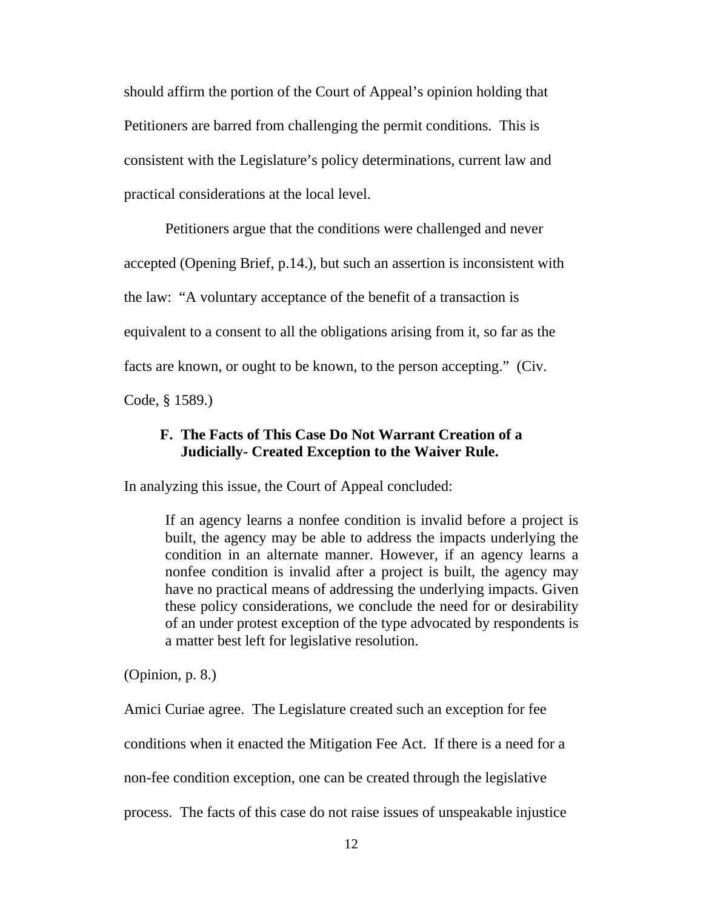should affirm the portion of the Court of Appeal's opinion holding that Petitioners are barred from challenging the permit conditions. This is consistent with the Legislature's policy determinations, current law and practical considerations at the local level.

Petitioners argue that the conditions were challenged and never accepted (Opening Brief, p.14.), but such an assertion is inconsistent with the law: "A voluntary acceptance of the benefit of a transaction is equivalent to a consent to all the obligations arising from it, so far as the facts are known, or ought to be known, to the person accepting." (Civ. Code, § 1589.)

### F. The Facts of This Case Do Not Warrant Creation of a Judicially- Created Exception to the Waiver Rule.

In analyzing this issue, the Court of Appeal concluded:

> If an agency learns a nonfee condition is invalid before a project is built, the agency may be able to address the impacts underlying the condition in an alternate manner. However, if an agency learns a nonfee condition is invalid after a project is built, the agency may have no practical means of addressing the underlying impacts. Given these policy considerations, we conclude the need for or desirability of an under protest exception of the type advocated by respondents is a matter best left for legislative resolution.

(Opinion, p. 8.)

Amici Curiae agree. The Legislature created such an exception for fee conditions when it enacted the Mitigation Fee Act. If there is a need for a non-fee condition exception, one can be created through the legislative process. The facts of this case do not raise issues of unspeakable injustice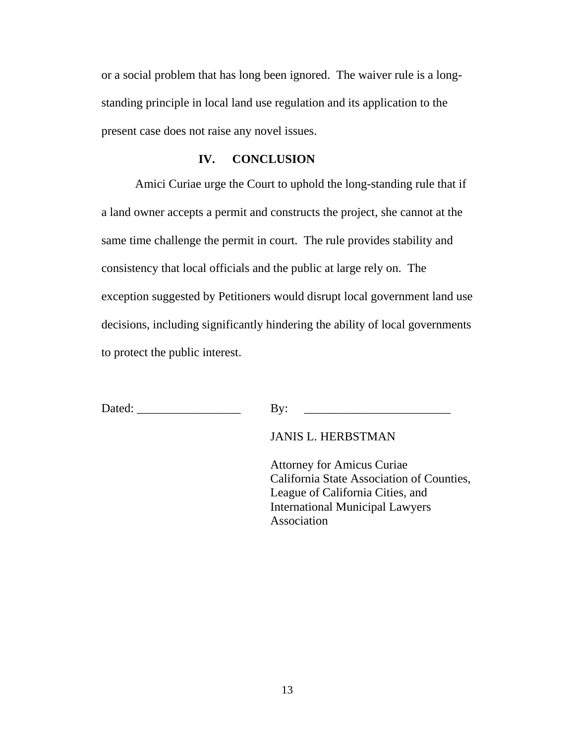or a social problem that has long been ignored. The waiver rule is a long-standing principle in local land use regulation and its application to the present case does not raise any novel issues.

## IV. CONCLUSION

Amici Curiae urge the Court to uphold the long-standing rule that if a land owner accepts a permit and constructs the project, she cannot at the same time challenge the permit in court. The rule provides stability and consistency that local officials and the public at large rely on. The exception suggested by Petitioners would disrupt local government land use decisions, including significantly hindering the ability of local governments to protect the public interest.

Dated: _________________ By: ________________________

JANIS L. HERBSTMAN

Attorney for Amicus Curiae
California State Association of Counties,
League of California Cities, and
International Municipal Lawyers
Association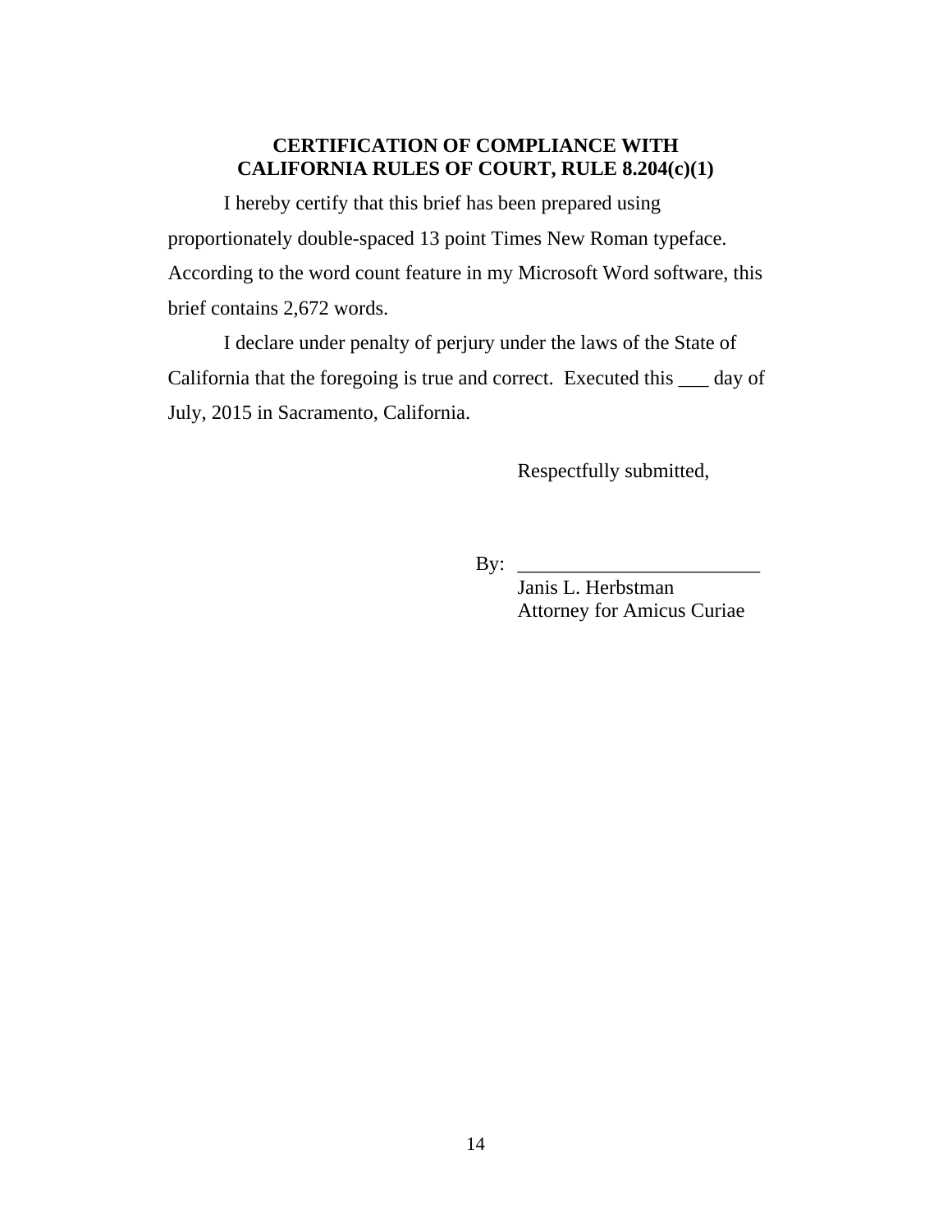**CERTIFICATION OF COMPLIANCE WITH CALIFORNIA RULES OF COURT, RULE 8.204(c)(1)**

I hereby certify that this brief has been prepared using proportionately double-spaced 13 point Times New Roman typeface. According to the word count feature in my Microsoft Word software, this brief contains 2,672 words.

I declare under penalty of perjury under the laws of the State of California that the foregoing is true and correct. Executed this ___ day of July, 2015 in Sacramento, California.

Respectfully submitted,

By: ________________________
Janis L. Herbstman
Attorney for Amicus Curiae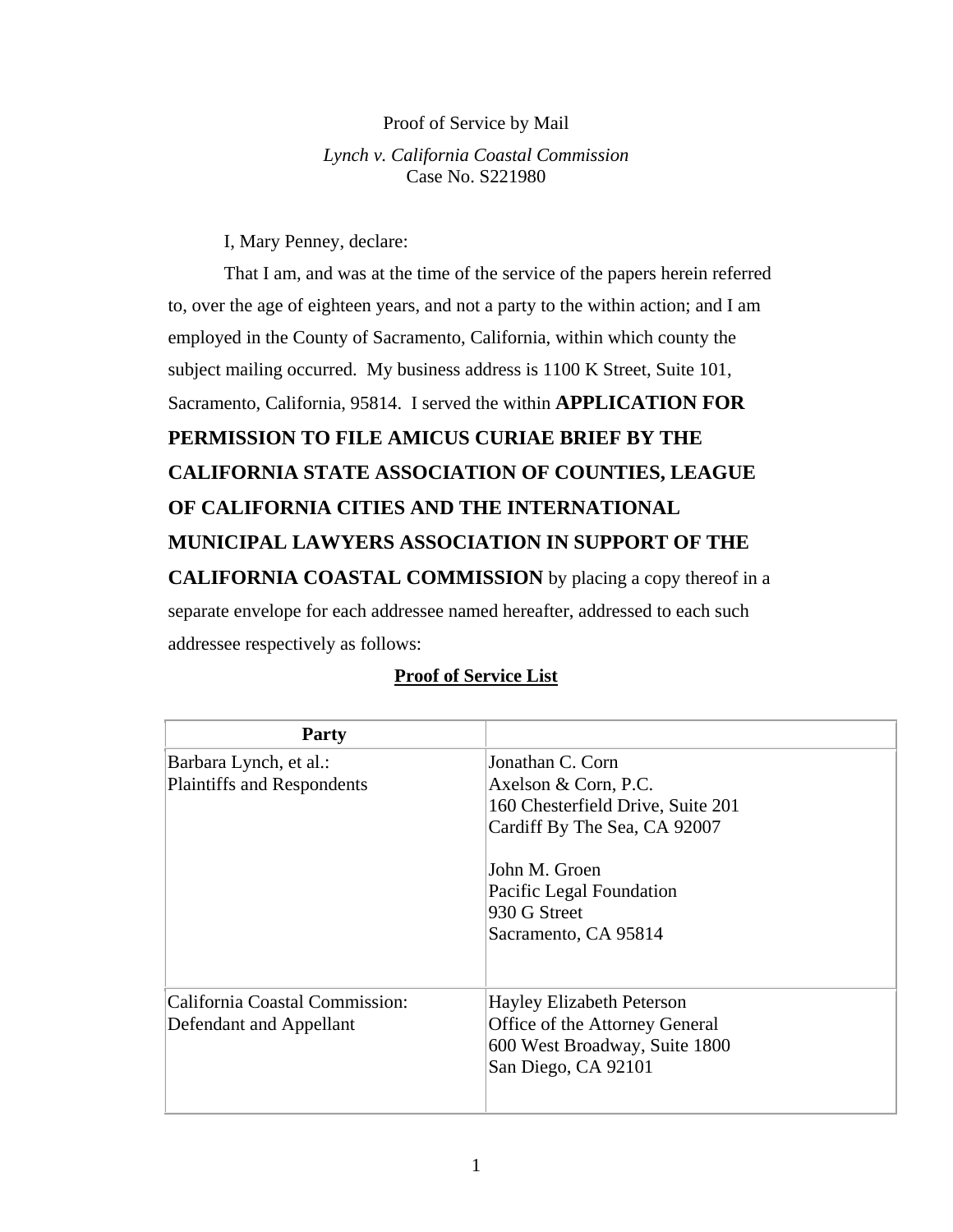Proof of Service by Mail

*Lynch v. California Coastal Commission*
Case No. S221980

I, Mary Penney, declare:

That I am, and was at the time of the service of the papers herein referred to, over the age of eighteen years, and not a party to the within action; and I am employed in the County of Sacramento, California, within which county the subject mailing occurred. My business address is 1100 K Street, Suite 101, Sacramento, California, 95814. I served the within **APPLICATION FOR PERMISSION TO FILE AMICUS CURIAE BRIEF BY THE CALIFORNIA STATE ASSOCIATION OF COUNTIES, LEAGUE OF CALIFORNIA CITIES AND THE INTERNATIONAL MUNICIPAL LAWYERS ASSOCIATION IN SUPPORT OF THE CALIFORNIA COASTAL COMMISSION** by placing a copy thereof in a separate envelope for each addressee named hereafter, addressed to each such addressee respectively as follows:

**Proof of Service List**

| Party | |
|---|---|
| Barbara Lynch, et al.:<br>Plaintiffs and Respondents | Jonathan C. Corn<br>Axelson & Corn, P.C.<br>160 Chesterfield Drive, Suite 201<br>Cardiff By The Sea, CA 92007<br><br>John M. Groen<br>Pacific Legal Foundation<br>930 G Street<br>Sacramento, CA 95814 |
| California Coastal Commission:<br>Defendant and Appellant | Hayley Elizabeth Peterson<br>Office of the Attorney General<br>600 West Broadway, Suite 1800<br>San Diego, CA 92101 |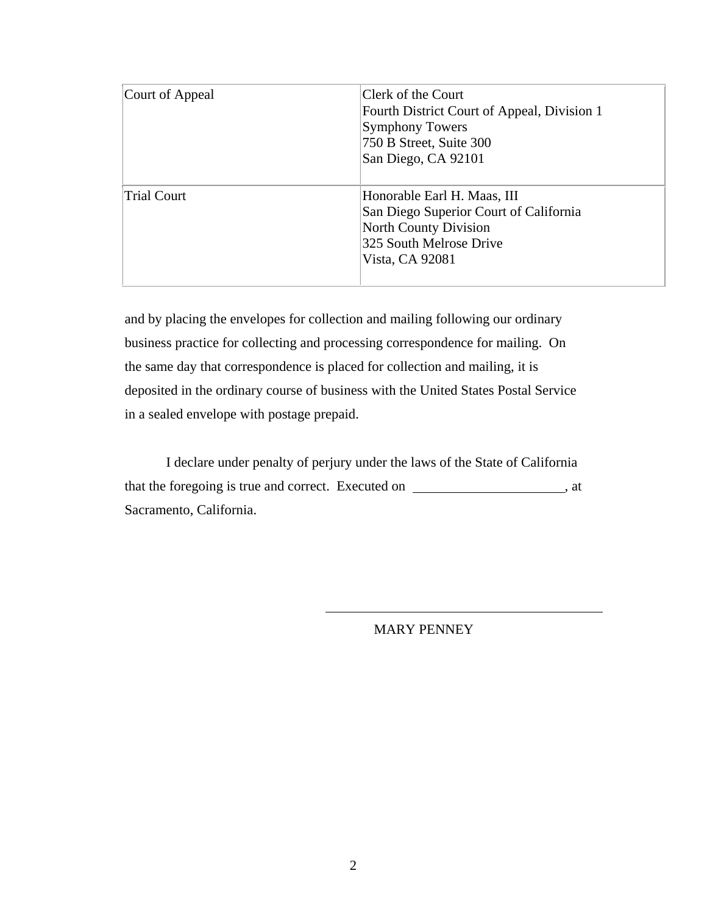| | |
|---|---|
| Court of Appeal | Clerk of the Court<br>Fourth District Court of Appeal, Division 1<br>Symphony Towers<br>750 B Street, Suite 300<br>San Diego, CA 92101 |
| Trial Court | Honorable Earl H. Maas, III<br>San Diego Superior Court of California<br>North County Division<br>325 South Melrose Drive<br>Vista, CA 92081 |

and by placing the envelopes for collection and mailing following our ordinary business practice for collecting and processing correspondence for mailing. On the same day that correspondence is placed for collection and mailing, it is deposited in the ordinary course of business with the United States Postal Service in a sealed envelope with postage prepaid.

I declare under penalty of perjury under the laws of the State of California that the foregoing is true and correct. Executed on ______________________, at Sacramento, California.

______________________________________

MARY PENNEY